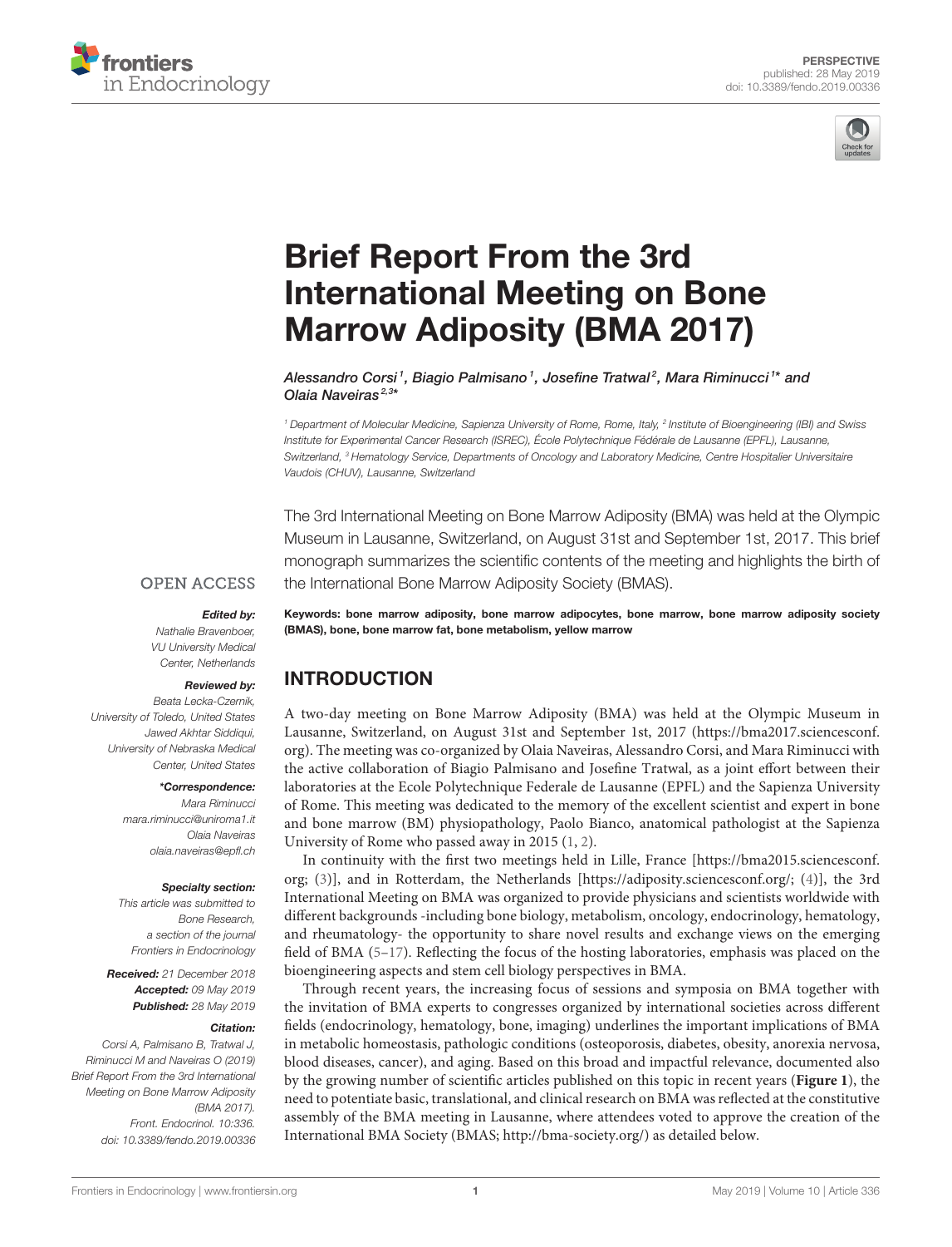PERSPECTIVE
published: 28 May 2019
doi: 10.3389/fendo.2019.00336

# Brief Report From the 3rd International Meeting on Bone Marrow Adiposity (BMA 2017)

*Alessandro Corsi[1], Biagio Palmisano[1], Josefine Tratwal[2], Mara Riminucci[1]\* and Olaia Naveiras[2,3]\**

[1] Department of Molecular Medicine, Sapienza University of Rome, Rome, Italy, [2] Institute of Bioengineering (IBI) and Swiss Institute for Experimental Cancer Research (ISREC), École Polytechnique Fédérale de Lausanne (EPFL), Lausanne, Switzerland, [3] Hematology Service, Departments of Oncology and Laboratory Medicine, Centre Hospitalier Universitaire Vaudois (CHUV), Lausanne, Switzerland

The 3rd International Meeting on Bone Marrow Adiposity (BMA) was held at the Olympic Museum in Lausanne, Switzerland, on August 31st and September 1st, 2017. This brief monograph summarizes the scientific contents of the meeting and highlights the birth of the International Bone Marrow Adiposity Society (BMAS).

**Keywords: bone marrow adiposity, bone marrow adipocytes, bone marrow, bone marrow adiposity society (BMAS), bone, bone marrow fat, bone metabolism, yellow marrow**

OPEN ACCESS

***Edited by:***
Nathalie Bravenboer,
VU University Medical Center, Netherlands

***Reviewed by:***
Beata Lecka-Czernik,
University of Toledo, United States
Jawed Akhtar Siddiqui,
University of Nebraska Medical Center, United States

***\*Correspondence:***
Mara Riminucci
mara.riminucci@uniroma1.it
Olaia Naveiras
olaia.naveiras@epfl.ch

***Specialty section:***
This article was submitted to Bone Research, a section of the journal Frontiers in Endocrinology

***Received:*** 21 December 2018
***Accepted:*** 09 May 2019
***Published:*** 28 May 2019

***Citation:***
Corsi A, Palmisano B, Tratwal J, Riminucci M and Naveiras O (2019) Brief Report From the 3rd International Meeting on Bone Marrow Adiposity (BMA 2017). Front. Endocrinol. 10:336. doi: 10.3389/fendo.2019.00336

## INTRODUCTION

A two-day meeting on Bone Marrow Adiposity (BMA) was held at the Olympic Museum in Lausanne, Switzerland, on August 31st and September 1st, 2017 (https://bma2017.sciencesconf.org). The meeting was co-organized by Olaia Naveiras, Alessandro Corsi, and Mara Riminucci with the active collaboration of Biagio Palmisano and Josefine Tratwal, as a joint effort between their laboratories at the Ecole Polytechnique Federale de Lausanne (EPFL) and the Sapienza University of Rome. This meeting was dedicated to the memory of the excellent scientist and expert in bone and bone marrow (BM) physiopathology, Paolo Bianco, anatomical pathologist at the Sapienza University of Rome who passed away in 2015 (1, 2).

In continuity with the first two meetings held in Lille, France [https://bma2015.sciencesconf.org; (3)], and in Rotterdam, the Netherlands [https://adiposity.sciencesconf.org/; (4)], the 3rd International Meeting on BMA was organized to provide physicians and scientists worldwide with different backgrounds -including bone biology, metabolism, oncology, endocrinology, hematology, and rheumatology- the opportunity to share novel results and exchange views on the emerging field of BMA (5–17). Reflecting the focus of the hosting laboratories, emphasis was placed on the bioengineering aspects and stem cell biology perspectives in BMA.

Through recent years, the increasing focus of sessions and symposia on BMA together with the invitation of BMA experts to congresses organized by international societies across different fields (endocrinology, hematology, bone, imaging) underlines the important implications of BMA in metabolic homeostasis, pathologic conditions (osteoporosis, diabetes, obesity, anorexia nervosa, blood diseases, cancer), and aging. Based on this broad and impactful relevance, documented also by the growing number of scientific articles published on this topic in recent years (**Figure 1**), the need to potentiate basic, translational, and clinical research on BMA was reflected at the constitutive assembly of the BMA meeting in Lausanne, where attendees voted to approve the creation of the International BMA Society (BMAS; http://bma-society.org/) as detailed below.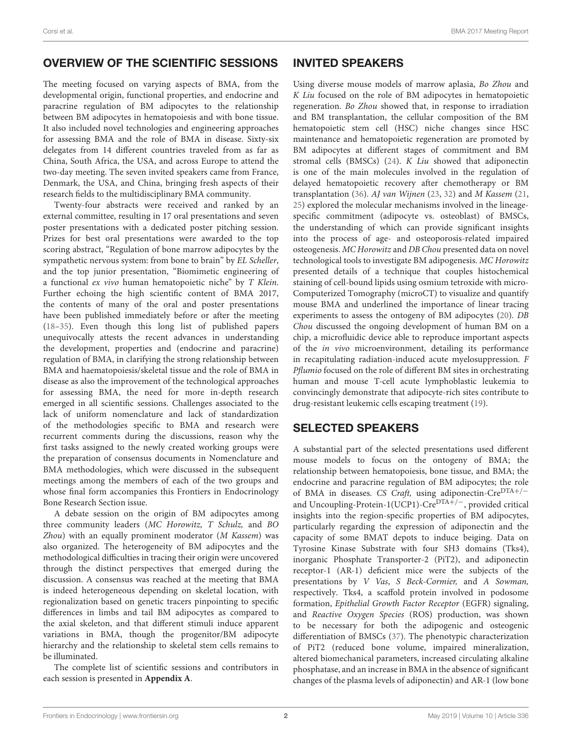## OVERVIEW OF THE SCIENTIFIC SESSIONS

The meeting focused on varying aspects of BMA, from the developmental origin, functional properties, and endocrine and paracrine regulation of BM adipocytes to the relationship between BM adipocytes in hematopoiesis and with bone tissue. It also included novel technologies and engineering approaches for assessing BMA and the role of BMA in disease. Sixty-six delegates from 14 different countries traveled from as far as China, South Africa, the USA, and across Europe to attend the two-day meeting. The seven invited speakers came from France, Denmark, the USA, and China, bringing fresh aspects of their research fields to the multidisciplinary BMA community.

Twenty-four abstracts were received and ranked by an external committee, resulting in 17 oral presentations and seven poster presentations with a dedicated poster pitching session. Prizes for best oral presentations were awarded to the top scoring abstract, "Regulation of bone marrow adipocytes by the sympathetic nervous system: from bone to brain" by *EL Scheller*, and the top junior presentation, "Biomimetic engineering of a functional *ex vivo* human hematopoietic niche" by *T Klein*. Further echoing the high scientific content of BMA 2017, the contents of many of the oral and poster presentations have been published immediately before or after the meeting (18–35). Even though this long list of published papers unequivocally attests the recent advances in understanding the development, properties and (endocrine and paracrine) regulation of BMA, in clarifying the strong relationship between BMA and haematopoiesis/skeletal tissue and the role of BMA in disease as also the improvement of the technological approaches for assessing BMA, the need for more in-depth research emerged in all scientific sessions. Challenges associated to the lack of uniform nomenclature and lack of standardization of the methodologies specific to BMA and research were recurrent comments during the discussions, reason why the first tasks assigned to the newly created working groups were the preparation of consensus documents in Nomenclature and BMA methodologies, which were discussed in the subsequent meetings among the members of each of the two groups and whose final form accompanies this Frontiers in Endocrinology Bone Research Section issue.

A debate session on the origin of BM adipocytes among three community leaders (*MC Horowitz, T Schulz,* and *BO Zhou*) with an equally prominent moderator (*M Kassem*) was also organized. The heterogeneity of BM adipocytes and the methodological difficulties in tracing their origin were uncovered through the distinct perspectives that emerged during the discussion. A consensus was reached at the meeting that BMA is indeed heterogeneous depending on skeletal location, with regionalization based on genetic tracers pinpointing to specific differences in limbs and tail BM adipocytes as compared to the axial skeleton, and that different stimuli induce apparent variations in BMA, though the progenitor/BM adipocyte hierarchy and the relationship to skeletal stem cells remains to be illuminated.

The complete list of scientific sessions and contributors in each session is presented in **Appendix A**.

## INVITED SPEAKERS

Using diverse mouse models of marrow aplasia, *Bo Zhou* and *K Liu* focused on the role of BM adipocytes in hematopoietic regeneration. *Bo Zhou* showed that, in response to irradiation and BM transplantation, the cellular composition of the BM hematopoietic stem cell (HSC) niche changes since HSC maintenance and hematopoietic regeneration are promoted by BM adipocytes at different stages of commitment and BM stromal cells (BMSCs) (24). *K Liu* showed that adiponectin is one of the main molecules involved in the regulation of delayed hematopoietic recovery after chemotherapy or BM transplantation (36). *AJ van Wijnen* (23, 32) and *M Kassem* (21, 25) explored the molecular mechanisms involved in the lineage-specific commitment (adipocyte vs. osteoblast) of BMSCs, the understanding of which can provide significant insights into the process of age- and osteoporosis-related impaired osteogenesis. *MC Horowitz* and *DB Chou* presented data on novel technological tools to investigate BM adipogenesis. *MC Horowitz* presented details of a technique that couples histochemical staining of cell-bound lipids using osmium tetroxide with micro-Computerized Tomography (microCT) to visualize and quantify mouse BMA and underlined the importance of linear tracing experiments to assess the ontogeny of BM adipocytes (20). *DB Chou* discussed the ongoing development of human BM on a chip, a microfluidic device able to reproduce important aspects of the *in vivo* microenvironment, detailing its performance in recapitulating radiation-induced acute myelosuppression. *F Pflumio* focused on the role of different BM sites in orchestrating human and mouse T-cell acute lymphoblastic leukemia to convincingly demonstrate that adipocyte-rich sites contribute to drug-resistant leukemic cells escaping treatment (19).

## SELECTED SPEAKERS

A substantial part of the selected presentations used different mouse models to focus on the ontogeny of BMA; the relationship between hematopoiesis, bone tissue, and BMA; the endocrine and paracrine regulation of BM adipocytes; the role of BMA in diseases. *CS Craft,* using adiponectin-Cre$^{DTA+/-}$ and Uncoupling-Protein-1(UCP1)-Cre$^{DTA+/-}$, provided critical insights into the region-specific properties of BM adipocytes, particularly regarding the expression of adiponectin and the capacity of some BMAT depots to induce beiging. Data on Tyrosine Kinase Substrate with four SH3 domains (Tks4), inorganic Phosphate Transporter-2 (PiT2), and adiponectin receptor-1 (AR-1) deficient mice were the subjects of the presentations by *V Vas*, *S Beck-Cormier,* and *A Sowman,* respectively. Tks4, a scaffold protein involved in podosome formation, *Epithelial Growth Factor Receptor* (EGFR) signaling, and *Reactive Oxygen Species* (ROS) production, was shown to be necessary for both the adipogenic and osteogenic differentiation of BMSCs (37). The phenotypic characterization of PiT2 (reduced bone volume, impaired mineralization, altered biomechanical parameters, increased circulating alkaline phosphatase, and an increase in BMA in the absence of significant changes of the plasma levels of adiponectin) and AR-1 (low bone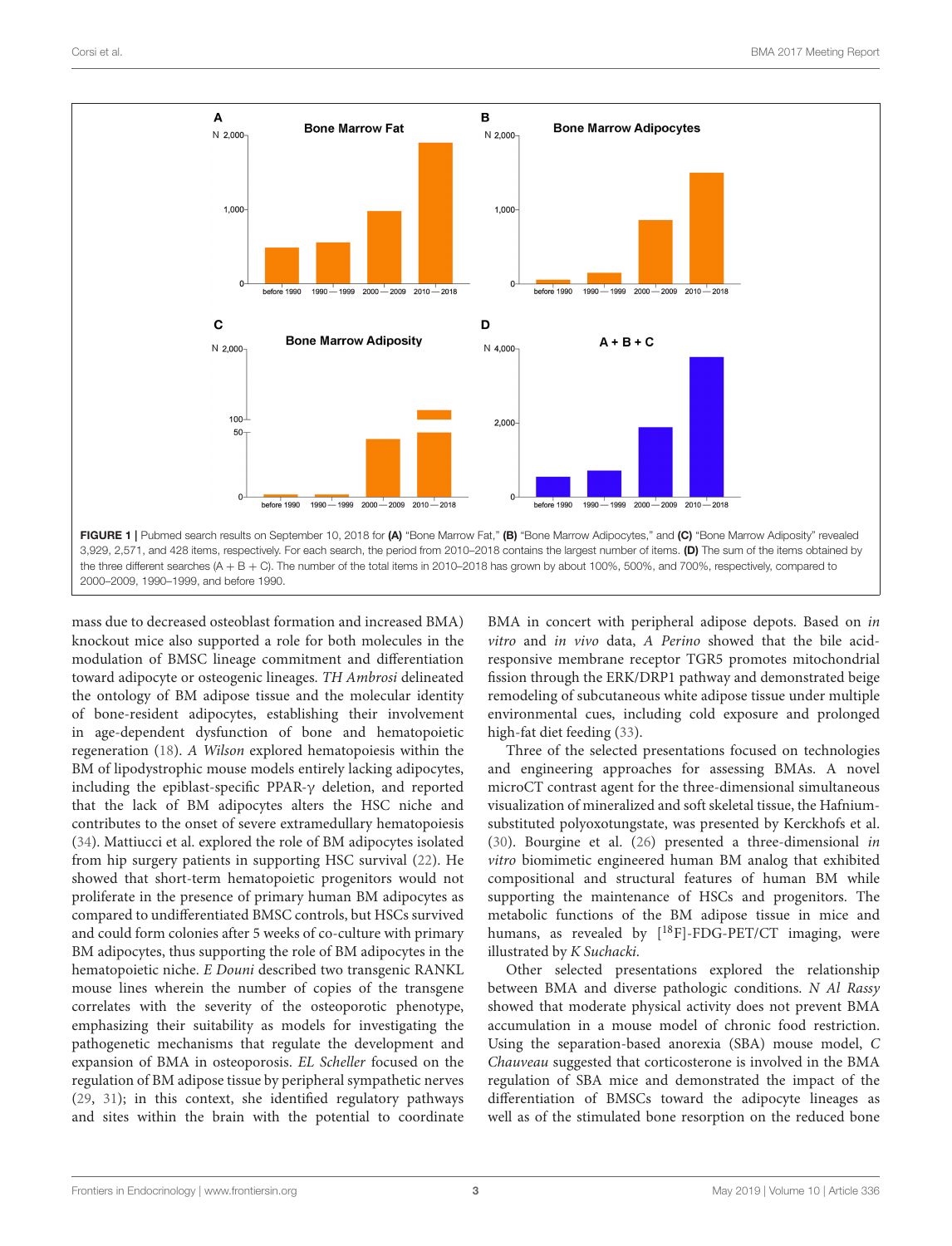**FIGURE 1 |** Pubmed search results on September 10, 2018 for **(A)** "Bone Marrow Fat," **(B)** "Bone Marrow Adipocytes," and **(C)** "Bone Marrow Adiposity" revealed 3,929, 2,571, and 428 items, respectively. For each search, the period from 2010–2018 contains the largest number of items. **(D)** The sum of the items obtained by the three different searches (A + B + C). The number of the total items in 2010–2018 has grown by about 100%, 500%, and 700%, respectively, compared to 2000–2009, 1990–1999, and before 1990.

mass due to decreased osteoblast formation and increased BMA) knockout mice also supported a role for both molecules in the modulation of BMSC lineage commitment and differentiation toward adipocyte or osteogenic lineages. *TH Ambrosi* delineated the ontology of BM adipose tissue and the molecular identity of bone-resident adipocytes, establishing their involvement in age-dependent dysfunction of bone and hematopoietic regeneration (18). *A Wilson* explored hematopoiesis within the BM of lipodystrophic mouse models entirely lacking adipocytes, including the epiblast-specific PPAR-γ deletion, and reported that the lack of BM adipocytes alters the HSC niche and contributes to the onset of severe extramedullary hematopoiesis (34). Mattiucci et al. explored the role of BM adipocytes isolated from hip surgery patients in supporting HSC survival (22). He showed that short-term hematopoietic progenitors would not proliferate in the presence of primary human BM adipocytes as compared to undifferentiated BMSC controls, but HSCs survived and could form colonies after 5 weeks of co-culture with primary BM adipocytes, thus supporting the role of BM adipocytes in the hematopoietic niche. *E Douni* described two transgenic RANKL mouse lines wherein the number of copies of the transgene correlates with the severity of the osteoporotic phenotype, emphasizing their suitability as models for investigating the pathogenetic mechanisms that regulate the development and expansion of BMA in osteoporosis. *EL Scheller* focused on the regulation of BM adipose tissue by peripheral sympathetic nerves (29, 31); in this context, she identified regulatory pathways and sites within the brain with the potential to coordinate BMA in concert with peripheral adipose depots. Based on *in vitro* and *in vivo* data, *A Perino* showed that the bile acid-responsive membrane receptor TGR5 promotes mitochondrial fission through the ERK/DRP1 pathway and demonstrated beige remodeling of subcutaneous white adipose tissue under multiple environmental cues, including cold exposure and prolonged high-fat diet feeding (33).

Three of the selected presentations focused on technologies and engineering approaches for assessing BMAs. A novel microCT contrast agent for the three-dimensional simultaneous visualization of mineralized and soft skeletal tissue, the Hafnium-substituted polyoxotungstate, was presented by Kerckhofs et al. (30). Bourgine et al. (26) presented a three-dimensional *in vitro* biomimetic engineered human BM analog that exhibited compositional and structural features of human BM while supporting the maintenance of HSCs and progenitors. The metabolic functions of the BM adipose tissue in mice and humans, as revealed by [$^{18}$F]-FDG-PET/CT imaging, were illustrated by *K Suchacki*.

Other selected presentations explored the relationship between BMA and diverse pathologic conditions. *N Al Rassy* showed that moderate physical activity does not prevent BMA accumulation in a mouse model of chronic food restriction. Using the separation-based anorexia (SBA) mouse model, *C Chauveau* suggested that corticosterone is involved in the BMA regulation of SBA mice and demonstrated the impact of the differentiation of BMSCs toward the adipocyte lineages as well as of the stimulated bone resorption on the reduced bone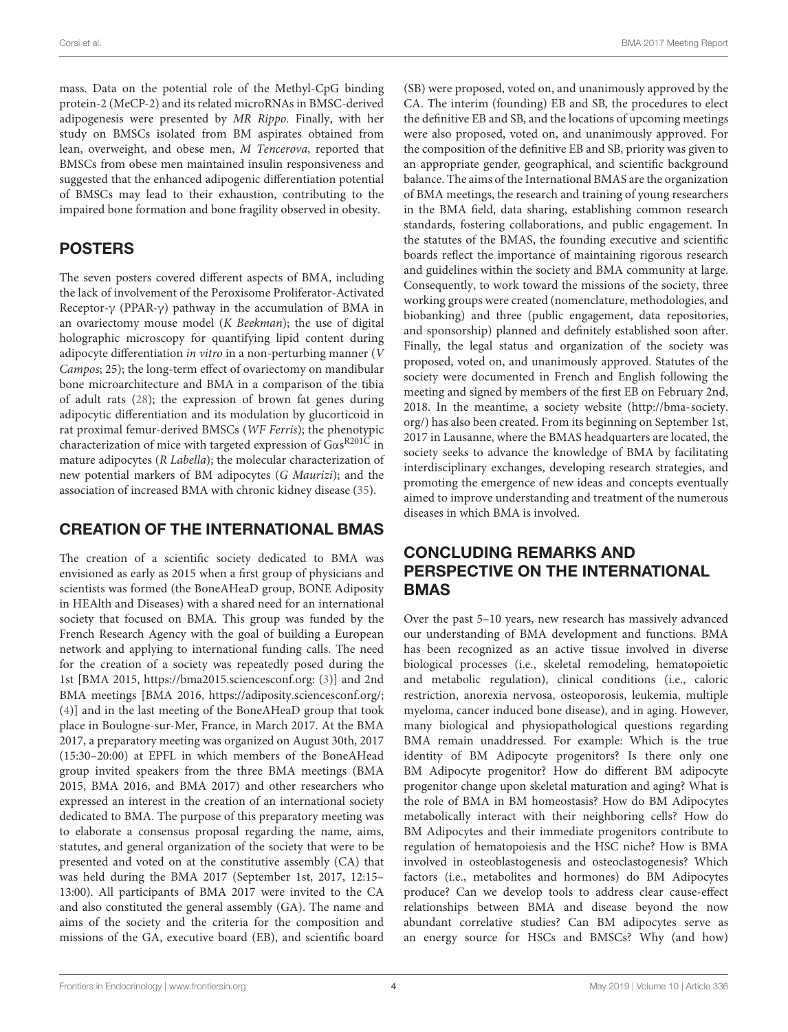mass. Data on the potential role of the Methyl-CpG binding protein-2 (MeCP-2) and its related microRNAs in BMSC-derived adipogenesis were presented by *MR Rippo*. Finally, with her study on BMSCs isolated from BM aspirates obtained from lean, overweight, and obese men, *M Tencerova*, reported that BMSCs from obese men maintained insulin responsiveness and suggested that the enhanced adipogenic differentiation potential of BMSCs may lead to their exhaustion, contributing to the impaired bone formation and bone fragility observed in obesity.

## POSTERS

The seven posters covered different aspects of BMA, including the lack of involvement of the Peroxisome Proliferator-Activated Receptor-γ (PPAR-γ) pathway in the accumulation of BMA in an ovariectomy mouse model (*K Beekman*); the use of digital holographic microscopy for quantifying lipid content during adipocyte differentiation *in vitro* in a non-perturbing manner (*V Campos*; 25); the long-term effect of ovariectomy on mandibular bone microarchitecture and BMA in a comparison of the tibia of adult rats (28); the expression of brown fat genes during adipocytic differentiation and its modulation by glucocorticoid in rat proximal femur-derived BMSCs (*WF Ferris*); the phenotypic characterization of mice with targeted expression of $G\alpha s^{R201C}$ in mature adipocytes (*R Labella*); the molecular characterization of new potential markers of BM adipocytes (*G Maurizi*); and the association of increased BMA with chronic kidney disease (35).

## CREATION OF THE INTERNATIONAL BMAS

The creation of a scientific society dedicated to BMA was envisioned as early as 2015 when a first group of physicians and scientists was formed (the BoneAHeaD group, BONE Adiposity in HEAlth and Diseases) with a shared need for an international society that focused on BMA. This group was funded by the French Research Agency with the goal of building a European network and applying to international funding calls. The need for the creation of a society was repeatedly posed during the 1st [BMA 2015, https://bma2015.sciencesconf.org: (3)] and 2nd BMA meetings [BMA 2016, https://adiposity.sciencesconf.org/; (4)] and in the last meeting of the BoneAHeaD group that took place in Boulogne-sur-Mer, France, in March 2017. At the BMA 2017, a preparatory meeting was organized on August 30th, 2017 (15:30–20:00) at EPFL in which members of the BoneAHead group invited speakers from the three BMA meetings (BMA 2015, BMA 2016, and BMA 2017) and other researchers who expressed an interest in the creation of an international society dedicated to BMA. The purpose of this preparatory meeting was to elaborate a consensus proposal regarding the name, aims, statutes, and general organization of the society that were to be presented and voted on at the constitutive assembly (CA) that was held during the BMA 2017 (September 1st, 2017, 12:15–13:00). All participants of BMA 2017 were invited to the CA and also constituted the general assembly (GA). The name and aims of the society and the criteria for the composition and missions of the GA, executive board (EB), and scientific board (SB) were proposed, voted on, and unanimously approved by the CA. The interim (founding) EB and SB, the procedures to elect the definitive EB and SB, and the locations of upcoming meetings were also proposed, voted on, and unanimously approved. For the composition of the definitive EB and SB, priority was given to an appropriate gender, geographical, and scientific background balance. The aims of the International BMAS are the organization of BMA meetings, the research and training of young researchers in the BMA field, data sharing, establishing common research standards, fostering collaborations, and public engagement. In the statutes of the BMAS, the founding executive and scientific boards reflect the importance of maintaining rigorous research and guidelines within the society and BMA community at large. Consequently, to work toward the missions of the society, three working groups were created (nomenclature, methodologies, and biobanking) and three (public engagement, data repositories, and sponsorship) planned and definitely established soon after. Finally, the legal status and organization of the society was proposed, voted on, and unanimously approved. Statutes of the society were documented in French and English following the meeting and signed by members of the first EB on February 2nd, 2018. In the meantime, a society website (http://bma-society.org/) has also been created. From its beginning on September 1st, 2017 in Lausanne, where the BMAS headquarters are located, the society seeks to advance the knowledge of BMA by facilitating interdisciplinary exchanges, developing research strategies, and promoting the emergence of new ideas and concepts eventually aimed to improve understanding and treatment of the numerous diseases in which BMA is involved.

## CONCLUDING REMARKS AND PERSPECTIVE ON THE INTERNATIONAL BMAS

Over the past 5–10 years, new research has massively advanced our understanding of BMA development and functions. BMA has been recognized as an active tissue involved in diverse biological processes (i.e., skeletal remodeling, hematopoietic and metabolic regulation), clinical conditions (i.e., caloric restriction, anorexia nervosa, osteoporosis, leukemia, multiple myeloma, cancer induced bone disease), and in aging. However, many biological and physiopathological questions regarding BMA remain unaddressed. For example: Which is the true identity of BM Adipocyte progenitors? Is there only one BM Adipocyte progenitor? How do different BM adipocyte progenitor change upon skeletal maturation and aging? What is the role of BMA in BM homeostasis? How do BM Adipocytes metabolically interact with their neighboring cells? How do BM Adipocytes and their immediate progenitors contribute to regulation of hematopoiesis and the HSC niche? How is BMA involved in osteoblastogenesis and osteoclastogenesis? Which factors (i.e., metabolites and hormones) do BM Adipocytes produce? Can we develop tools to address clear cause-effect relationships between BMA and disease beyond the now abundant correlative studies? Can BM adipocytes serve as an energy source for HSCs and BMSCs? Why (and how)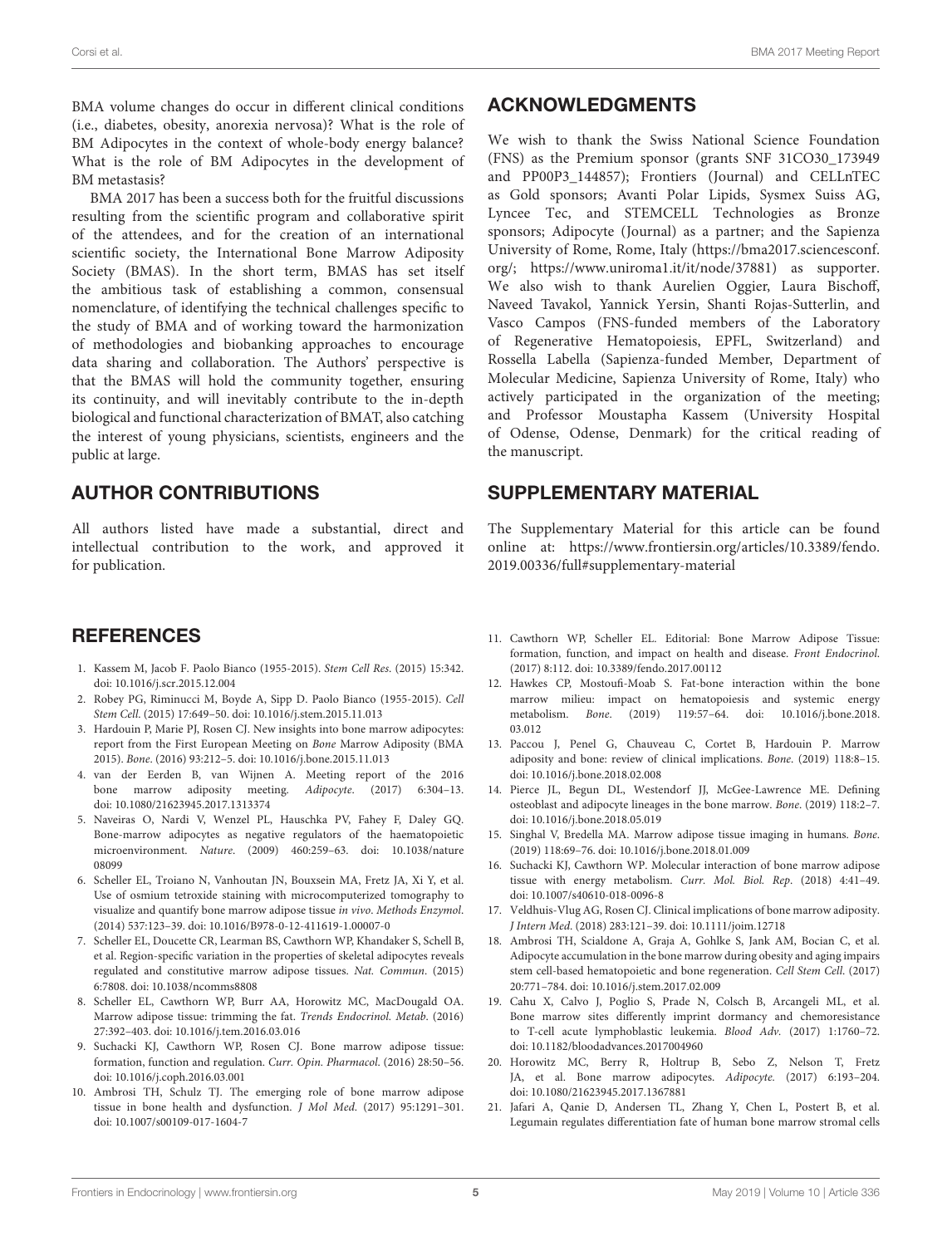BMA volume changes do occur in different clinical conditions (i.e., diabetes, obesity, anorexia nervosa)? What is the role of BM Adipocytes in the context of whole-body energy balance? What is the role of BM Adipocytes in the development of BM metastasis?

BMA 2017 has been a success both for the fruitful discussions resulting from the scientific program and collaborative spirit of the attendees, and for the creation of an international scientific society, the International Bone Marrow Adiposity Society (BMAS). In the short term, BMAS has set itself the ambitious task of establishing a common, consensual nomenclature, of identifying the technical challenges specific to the study of BMA and of working toward the harmonization of methodologies and biobanking approaches to encourage data sharing and collaboration. The Authors' perspective is that the BMAS will hold the community together, ensuring its continuity, and will inevitably contribute to the in-depth biological and functional characterization of BMAT, also catching the interest of young physicians, scientists, engineers and the public at large.

## AUTHOR CONTRIBUTIONS

All authors listed have made a substantial, direct and intellectual contribution to the work, and approved it for publication.

## ACKNOWLEDGMENTS

We wish to thank the Swiss National Science Foundation (FNS) as the Premium sponsor (grants SNF 31CO30_173949 and PP00P3_144857); Frontiers (Journal) and CELLnTEC as Gold sponsors; Avanti Polar Lipids, Sysmex Suiss AG, Lyncee Tec, and STEMCELL Technologies as Bronze sponsors; Adipocyte (Journal) as a partner; and the Sapienza University of Rome, Rome, Italy (https://bma2017.sciencesconf.org/; https://www.uniroma1.it/it/node/37881) as supporter. We also wish to thank Aurelien Oggier, Laura Bischoff, Naveed Tavakol, Yannick Yersin, Shanti Rojas-Sutterlin, and Vasco Campos (FNS-funded members of the Laboratory of Regenerative Hematopoiesis, EPFL, Switzerland) and Rossella Labella (Sapienza-funded Member, Department of Molecular Medicine, Sapienza University of Rome, Italy) who actively participated in the organization of the meeting; and Professor Moustapha Kassem (University Hospital of Odense, Odense, Denmark) for the critical reading of the manuscript.

## SUPPLEMENTARY MATERIAL

The Supplementary Material for this article can be found online at: https://www.frontiersin.org/articles/10.3389/fendo.2019.00336/full#supplementary-material

## REFERENCES

1. Kassem M, Jacob F. Paolo Bianco (1955-2015). *Stem Cell Res*. (2015) 15:342. doi: 10.1016/j.scr.2015.12.004
2. Robey PG, Riminucci M, Boyde A, Sipp D. Paolo Bianco (1955-2015). *Cell Stem Cell*. (2015) 17:649–50. doi: 10.1016/j.stem.2015.11.013
3. Hardouin P, Marie PJ, Rosen CJ. New insights into bone marrow adipocytes: report from the First European Meeting on *Bone* Marrow Adiposity (BMA 2015). *Bone*. (2016) 93:212–5. doi: 10.1016/j.bone.2015.11.013
4. van der Eerden B, van Wijnen A. Meeting report of the 2016 bone marrow adiposity meeting. *Adipocyte*. (2017) 6:304–13. doi: 10.1080/21623945.2017.1313374
5. Naveiras O, Nardi V, Wenzel PL, Hauschka PV, Fahey F, Daley GQ. Bone-marrow adipocytes as negative regulators of the haematopoietic microenvironment. *Nature*. (2009) 460:259–63. doi: 10.1038/nature08099
6. Scheller EL, Troiano N, Vanhoutan JN, Bouxsein MA, Fretz JA, Xi Y, et al. Use of osmium tetroxide staining with microcomputerized tomography to visualize and quantify bone marrow adipose tissue *in vivo*. *Methods Enzymol*. (2014) 537:123–39. doi: 10.1016/B978-0-12-411619-1.00007-0
7. Scheller EL, Doucette CR, Learman BS, Cawthorn WP, Khandaker S, Schell B, et al. Region-specific variation in the properties of skeletal adipocytes reveals regulated and constitutive marrow adipose tissues. *Nat. Commun*. (2015) 6:7808. doi: 10.1038/ncomms8808
8. Scheller EL, Cawthorn WP, Burr AA, Horowitz MC, MacDougald OA. Marrow adipose tissue: trimming the fat. *Trends Endocrinol. Metab*. (2016) 27:392–403. doi: 10.1016/j.tem.2016.03.016
9. Suchacki KJ, Cawthorn WP, Rosen CJ. Bone marrow adipose tissue: formation, function and regulation. *Curr. Opin. Pharmacol*. (2016) 28:50–56. doi: 10.1016/j.coph.2016.03.001
10. Ambrosi TH, Schulz TJ. The emerging role of bone marrow adipose tissue in bone health and dysfunction. *J Mol Med*. (2017) 95:1291–301. doi: 10.1007/s00109-017-1604-7
11. Cawthorn WP, Scheller EL. Editorial: Bone Marrow Adipose Tissue: formation, function, and impact on health and disease. *Front Endocrinol*. (2017) 8:112. doi: 10.3389/fendo.2017.00112
12. Hawkes CP, Mostoufi-Moab S. Fat-bone interaction within the bone marrow milieu: impact on hematopoiesis and systemic energy metabolism. *Bone*. (2019) 119:57–64. doi: 10.1016/j.bone.2018.03.012
13. Paccou J, Penel G, Chauveau C, Cortet B, Hardouin P. Marrow adiposity and bone: review of clinical implications. *Bone*. (2019) 118:8–15. doi: 10.1016/j.bone.2018.02.008
14. Pierce JL, Begun DL, Westendorf JJ, McGee-Lawrence ME. Defining osteoblast and adipocyte lineages in the bone marrow. *Bone*. (2019) 118:2–7. doi: 10.1016/j.bone.2018.05.019
15. Singhal V, Bredella MA. Marrow adipose tissue imaging in humans. *Bone*. (2019) 118:69–76. doi: 10.1016/j.bone.2018.01.009
16. Suchacki KJ, Cawthorn WP. Molecular interaction of bone marrow adipose tissue with energy metabolism. *Curr. Mol. Biol. Rep*. (2018) 4:41–49. doi: 10.1007/s40610-018-0096-8
17. Veldhuis-Vlug AG, Rosen CJ. Clinical implications of bone marrow adiposity. *J Intern Med*. (2018) 283:121–39. doi: 10.1111/joim.12718
18. Ambrosi TH, Scialdone A, Graja A, Gohlke S, Jank AM, Bocian C, et al. Adipocyte accumulation in the bone marrow during obesity and aging impairs stem cell-based hematopoietic and bone regeneration. *Cell Stem Cell*. (2017) 20:771–784. doi: 10.1016/j.stem.2017.02.009
19. Cahu X, Calvo J, Poglio S, Prade N, Colsch B, Arcangeli ML, et al. Bone marrow sites differently imprint dormancy and chemoresistance to T-cell acute lymphoblastic leukemia. *Blood Adv*. (2017) 1:1760–72. doi: 10.1182/bloodadvances.2017004960
20. Horowitz MC, Berry R, Holtrup B, Sebo Z, Nelson T, Fretz JA, et al. Bone marrow adipocytes. *Adipocyte*. (2017) 6:193–204. doi: 10.1080/21623945.2017.1367881
21. Jafari A, Qanie D, Andersen TL, Zhang Y, Chen L, Postert B, et al. Legumain regulates differentiation fate of human bone marrow stromal cells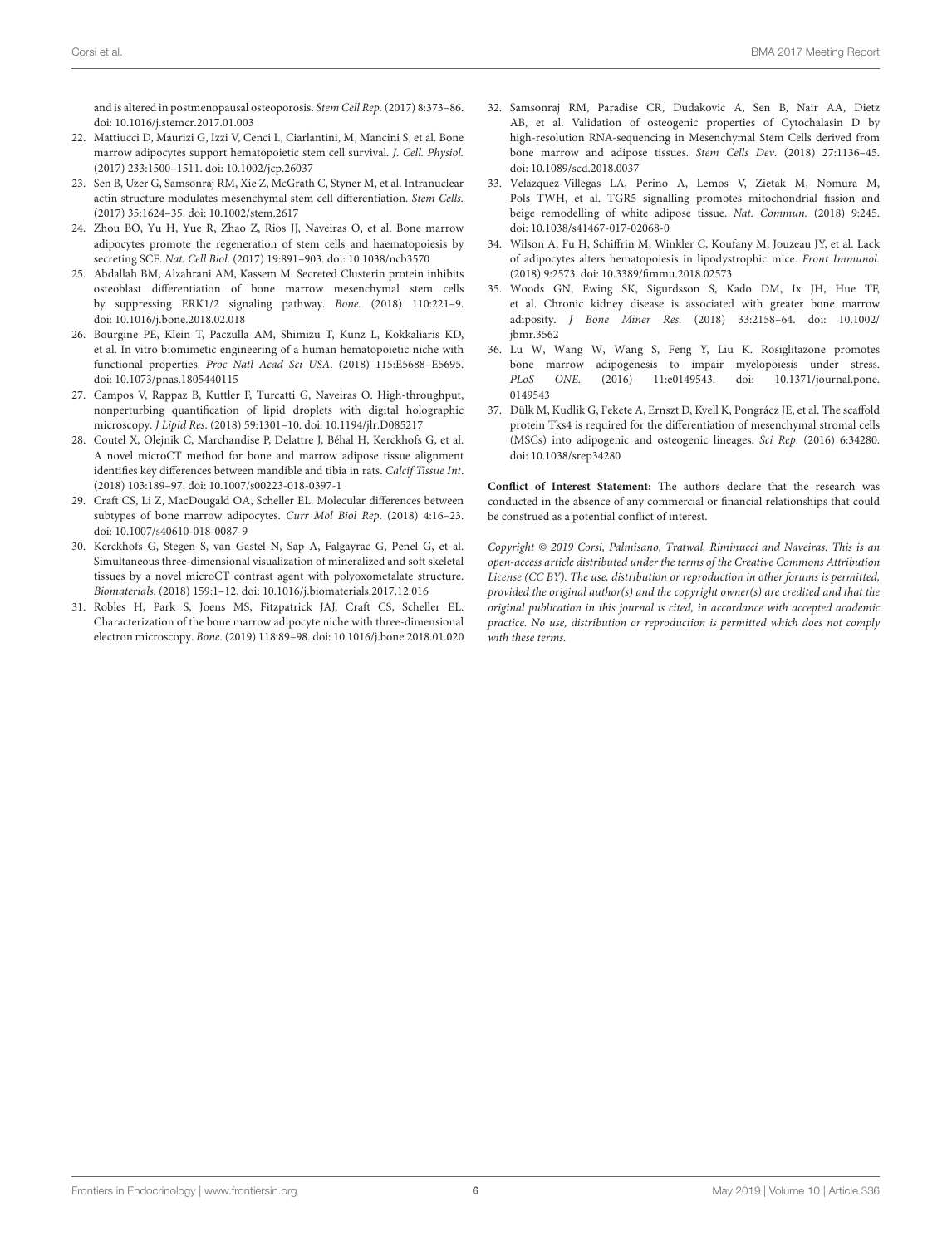and is altered in postmenopausal osteoporosis. *Stem Cell Rep*. (2017) 8:373–86. doi: 10.1016/j.stemcr.2017.01.003

22. Mattiucci D, Maurizi G, Izzi V, Cenci L, Ciarlantini, M, Mancini S, et al. Bone marrow adipocytes support hematopoietic stem cell survival. *J. Cell. Physiol.* (2017) 233:1500–1511. doi: 10.1002/jcp.26037
23. Sen B, Uzer G, Samsonraj RM, Xie Z, McGrath C, Styner M, et al. Intranuclear actin structure modulates mesenchymal stem cell differentiation. *Stem Cells.* (2017) 35:1624–35. doi: 10.1002/stem.2617
24. Zhou BO, Yu H, Yue R, Zhao Z, Rios JJ, Naveiras O, et al. Bone marrow adipocytes promote the regeneration of stem cells and haematopoiesis by secreting SCF. *Nat. Cell Biol.* (2017) 19:891–903. doi: 10.1038/ncb3570
25. Abdallah BM, Alzahrani AM, Kassem M. Secreted Clusterin protein inhibits osteoblast differentiation of bone marrow mesenchymal stem cells by suppressing ERK1/2 signaling pathway. *Bone.* (2018) 110:221–9. doi: 10.1016/j.bone.2018.02.018
26. Bourgine PE, Klein T, Paczulla AM, Shimizu T, Kunz L, Kokkaliaris KD, et al. In vitro biomimetic engineering of a human hematopoietic niche with functional properties. *Proc Natl Acad Sci USA*. (2018) 115:E5688–E5695. doi: 10.1073/pnas.1805440115
27. Campos V, Rappaz B, Kuttler F, Turcatti G, Naveiras O. High-throughput, nonperturbing quantification of lipid droplets with digital holographic microscopy. *J Lipid Res*. (2018) 59:1301–10. doi: 10.1194/jlr.D085217
28. Coutel X, Olejnik C, Marchandise P, Delattre J, Béhal H, Kerckhofs G, et al. A novel microCT method for bone and marrow adipose tissue alignment identifies key differences between mandible and tibia in rats. *Calcif Tissue Int*. (2018) 103:189–97. doi: 10.1007/s00223-018-0397-1
29. Craft CS, Li Z, MacDougald OA, Scheller EL. Molecular differences between subtypes of bone marrow adipocytes. *Curr Mol Biol Rep*. (2018) 4:16–23. doi: 10.1007/s40610-018-0087-9
30. Kerckhofs G, Stegen S, van Gastel N, Sap A, Falgayrac G, Penel G, et al. Simultaneous three-dimensional visualization of mineralized and soft skeletal tissues by a novel microCT contrast agent with polyoxometalate structure. *Biomaterials*. (2018) 159:1–12. doi: 10.1016/j.biomaterials.2017.12.016
31. Robles H, Park S, Joens MS, Fitzpatrick JAJ, Craft CS, Scheller EL. Characterization of the bone marrow adipocyte niche with three-dimensional electron microscopy. *Bone*. (2019) 118:89–98. doi: 10.1016/j.bone.2018.01.020
32. Samsonraj RM, Paradise CR, Dudakovic A, Sen B, Nair AA, Dietz AB, et al. Validation of osteogenic properties of Cytochalasin D by high-resolution RNA-sequencing in Mesenchymal Stem Cells derived from bone marrow and adipose tissues. *Stem Cells Dev*. (2018) 27:1136–45. doi: 10.1089/scd.2018.0037
33. Velazquez-Villegas LA, Perino A, Lemos V, Zietak M, Nomura M, Pols TWH, et al. TGR5 signalling promotes mitochondrial fission and beige remodelling of white adipose tissue. *Nat. Commun.* (2018) 9:245. doi: 10.1038/s41467-017-02068-0
34. Wilson A, Fu H, Schiffrin M, Winkler C, Koufany M, Jouzeau JY, et al. Lack of adipocytes alters hematopoiesis in lipodystrophic mice. *Front Immunol.* (2018) 9:2573. doi: 10.3389/fimmu.2018.02573
35. Woods GN, Ewing SK, Sigurdsson S, Kado DM, Ix JH, Hue TF, et al. Chronic kidney disease is associated with greater bone marrow adiposity. *J Bone Miner Res.* (2018) 33:2158–64. doi: 10.1002/jbmr.3562
36. Lu W, Wang W, Wang S, Feng Y, Liu K. Rosiglitazone promotes bone marrow adipogenesis to impair myelopoiesis under stress. *PLoS ONE.* (2016) 11:e0149543. doi: 10.1371/journal.pone.0149543
37. Dülk M, Kudlik G, Fekete A, Ernszt D, Kvell K, Pongrácz JE, et al. The scaffold protein Tks4 is required for the differentiation of mesenchymal stromal cells (MSCs) into adipogenic and osteogenic lineages. *Sci Rep*. (2016) 6:34280. doi: 10.1038/srep34280

**Conflict of Interest Statement:** The authors declare that the research was conducted in the absence of any commercial or financial relationships that could be construed as a potential conflict of interest.

*Copyright © 2019 Corsi, Palmisano, Tratwal, Riminucci and Naveiras. This is an open-access article distributed under the terms of the Creative Commons Attribution License (CC BY). The use, distribution or reproduction in other forums is permitted, provided the original author(s) and the copyright owner(s) are credited and that the original publication in this journal is cited, in accordance with accepted academic practice. No use, distribution or reproduction is permitted which does not comply with these terms.*